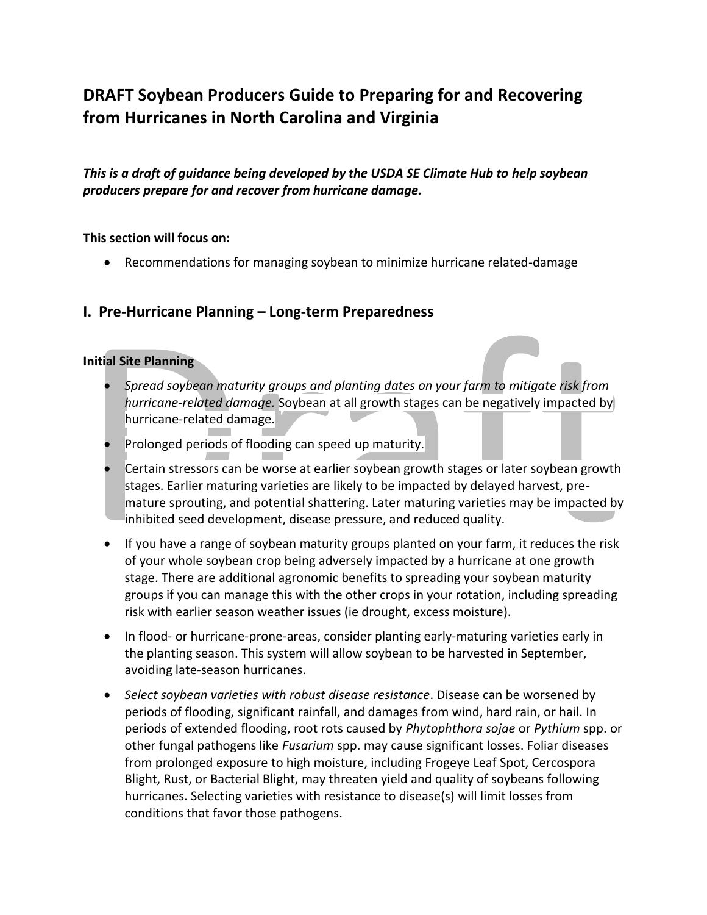# DRAFT Soybean Producers Guide to Preparing for and Recovering from Hurricanes in North Carolina and Virginia

***This is a draft of guidance being developed by the USDA SE Climate Hub to help soybean producers prepare for and recover from hurricane damage.***

**This section will focus on:**

- Recommendations for managing soybean to minimize hurricane related-damage

## I. Pre-Hurricane Planning – Long-term Preparedness

**Initial Site Planning**

- *Spread soybean maturity groups and planting dates on your farm to mitigate risk from hurricane-related damage.* Soybean at all growth stages can be negatively impacted by hurricane-related damage.
- Prolonged periods of flooding can speed up maturity.
- Certain stressors can be worse at earlier soybean growth stages or later soybean growth stages. Earlier maturing varieties are likely to be impacted by delayed harvest, pre-mature sprouting, and potential shattering. Later maturing varieties may be impacted by inhibited seed development, disease pressure, and reduced quality.
- If you have a range of soybean maturity groups planted on your farm, it reduces the risk of your whole soybean crop being adversely impacted by a hurricane at one growth stage. There are additional agronomic benefits to spreading your soybean maturity groups if you can manage this with the other crops in your rotation, including spreading risk with earlier season weather issues (ie drought, excess moisture).
- In flood- or hurricane-prone-areas, consider planting early-maturing varieties early in the planting season. This system will allow soybean to be harvested in September, avoiding late-season hurricanes.
- *Select soybean varieties with robust disease resistance*. Disease can be worsened by periods of flooding, significant rainfall, and damages from wind, hard rain, or hail. In periods of extended flooding, root rots caused by *Phytophthora sojae* or *Pythium* spp. or other fungal pathogens like *Fusarium* spp. may cause significant losses. Foliar diseases from prolonged exposure to high moisture, including Frogeye Leaf Spot, Cercospora Blight, Rust, or Bacterial Blight, may threaten yield and quality of soybeans following hurricanes. Selecting varieties with resistance to disease(s) will limit losses from conditions that favor those pathogens.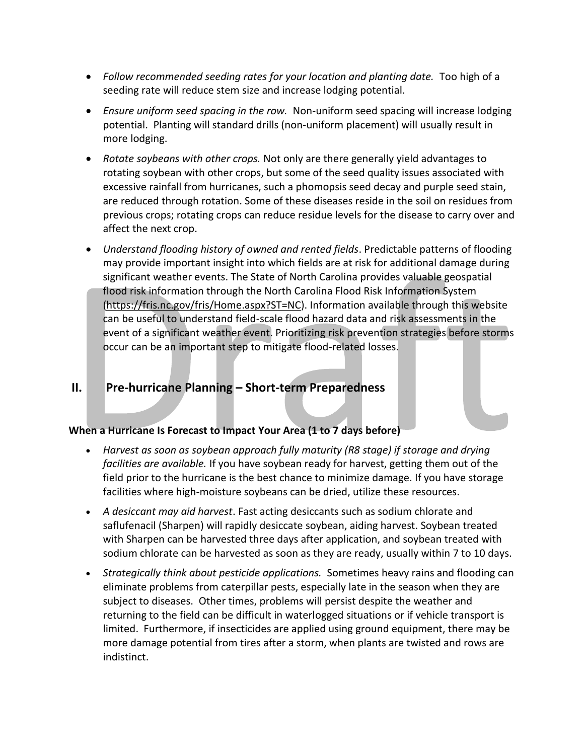- *Follow recommended seeding rates for your location and planting date.* Too high of a seeding rate will reduce stem size and increase lodging potential.
- *Ensure uniform seed spacing in the row.* Non-uniform seed spacing will increase lodging potential. Planting will standard drills (non-uniform placement) will usually result in more lodging.
- *Rotate soybeans with other crops.* Not only are there generally yield advantages to rotating soybean with other crops, but some of the seed quality issues associated with excessive rainfall from hurricanes, such a phomopsis seed decay and purple seed stain, are reduced through rotation. Some of these diseases reside in the soil on residues from previous crops; rotating crops can reduce residue levels for the disease to carry over and affect the next crop.
- *Understand flooding history of owned and rented fields*. Predictable patterns of flooding may provide important insight into which fields are at risk for additional damage during significant weather events. The State of North Carolina provides valuable geospatial flood risk information through the North Carolina Flood Risk Information System (https://fris.nc.gov/fris/Home.aspx?ST=NC). Information available through this website can be useful to understand field-scale flood hazard data and risk assessments in the event of a significant weather event. Prioritizing risk prevention strategies before storms occur can be an important step to mitigate flood-related losses.

## II. Pre-hurricane Planning – Short-term Preparedness

### When a Hurricane Is Forecast to Impact Your Area (1 to 7 days before)

- *Harvest as soon as soybean approach fully maturity (R8 stage) if storage and drying facilities are available.* If you have soybean ready for harvest, getting them out of the field prior to the hurricane is the best chance to minimize damage. If you have storage facilities where high-moisture soybeans can be dried, utilize these resources.
- *A desiccant may aid harvest*. Fast acting desiccants such as sodium chlorate and saflufenacil (Sharpen) will rapidly desiccate soybean, aiding harvest. Soybean treated with Sharpen can be harvested three days after application, and soybean treated with sodium chlorate can be harvested as soon as they are ready, usually within 7 to 10 days.
- *Strategically think about pesticide applications.* Sometimes heavy rains and flooding can eliminate problems from caterpillar pests, especially late in the season when they are subject to diseases. Other times, problems will persist despite the weather and returning to the field can be difficult in waterlogged situations or if vehicle transport is limited. Furthermore, if insecticides are applied using ground equipment, there may be more damage potential from tires after a storm, when plants are twisted and rows are indistinct.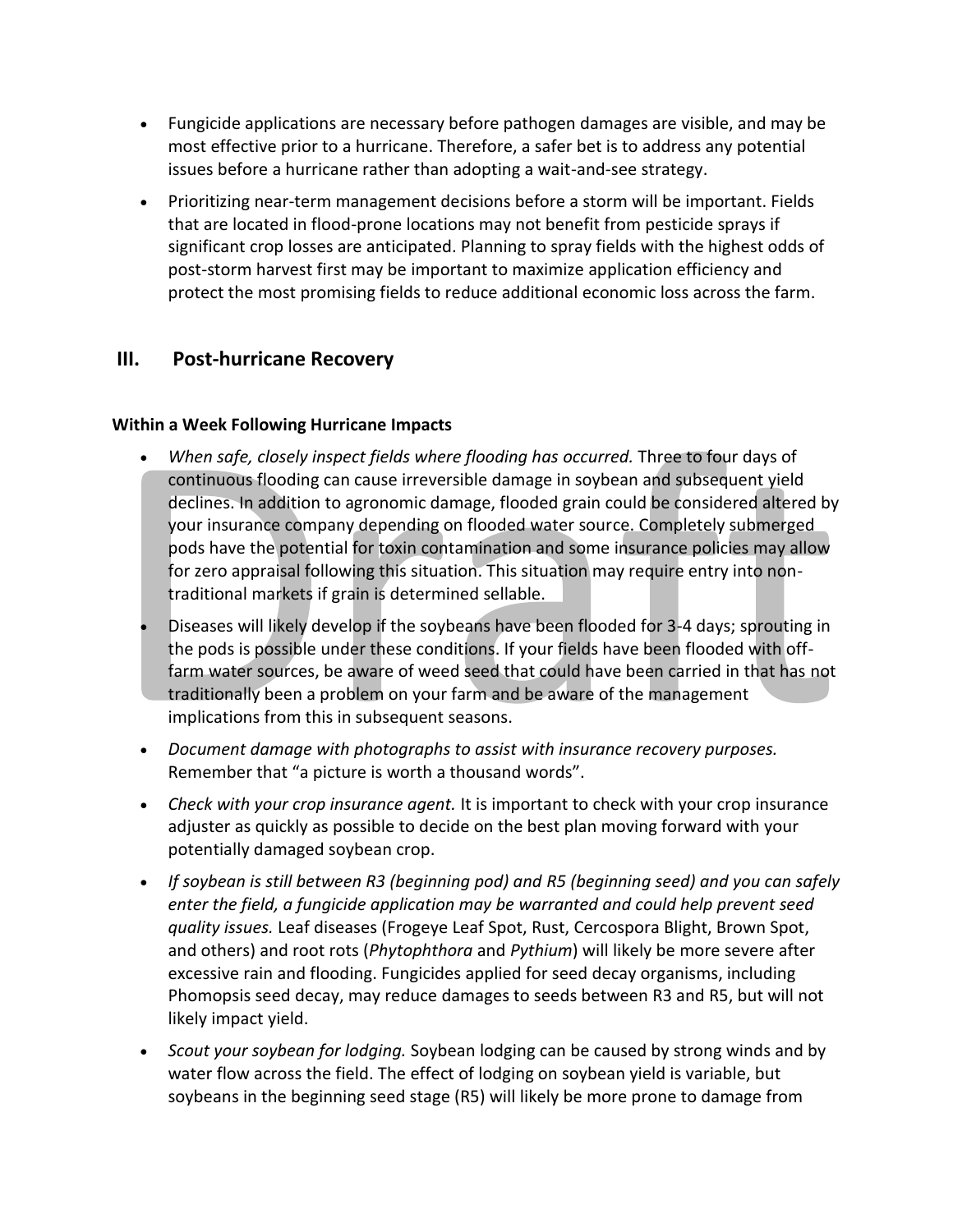- Fungicide applications are necessary before pathogen damages are visible, and may be most effective prior to a hurricane. Therefore, a safer bet is to address any potential issues before a hurricane rather than adopting a wait-and-see strategy.
- Prioritizing near-term management decisions before a storm will be important. Fields that are located in flood-prone locations may not benefit from pesticide sprays if significant crop losses are anticipated. Planning to spray fields with the highest odds of post-storm harvest first may be important to maximize application efficiency and protect the most promising fields to reduce additional economic loss across the farm.

## III. Post-hurricane Recovery

**Within a Week Following Hurricane Impacts**

- *When safe, closely inspect fields where flooding has occurred.* Three to four days of continuous flooding can cause irreversible damage in soybean and subsequent yield declines. In addition to agronomic damage, flooded grain could be considered altered by your insurance company depending on flooded water source. Completely submerged pods have the potential for toxin contamination and some insurance policies may allow for zero appraisal following this situation. This situation may require entry into non-traditional markets if grain is determined sellable.
- Diseases will likely develop if the soybeans have been flooded for 3-4 days; sprouting in the pods is possible under these conditions. If your fields have been flooded with off-farm water sources, be aware of weed seed that could have been carried in that has not traditionally been a problem on your farm and be aware of the management implications from this in subsequent seasons.
- *Document damage with photographs to assist with insurance recovery purposes.* Remember that "a picture is worth a thousand words".
- *Check with your crop insurance agent.* It is important to check with your crop insurance adjuster as quickly as possible to decide on the best plan moving forward with your potentially damaged soybean crop.
- *If soybean is still between R3 (beginning pod) and R5 (beginning seed) and you can safely enter the field, a fungicide application may be warranted and could help prevent seed quality issues.* Leaf diseases (Frogeye Leaf Spot, Rust, Cercospora Blight, Brown Spot, and others) and root rots (*Phytophthora* and *Pythium*) will likely be more severe after excessive rain and flooding. Fungicides applied for seed decay organisms, including Phomopsis seed decay, may reduce damages to seeds between R3 and R5, but will not likely impact yield.
- *Scout your soybean for lodging.* Soybean lodging can be caused by strong winds and by water flow across the field. The effect of lodging on soybean yield is variable, but soybeans in the beginning seed stage (R5) will likely be more prone to damage from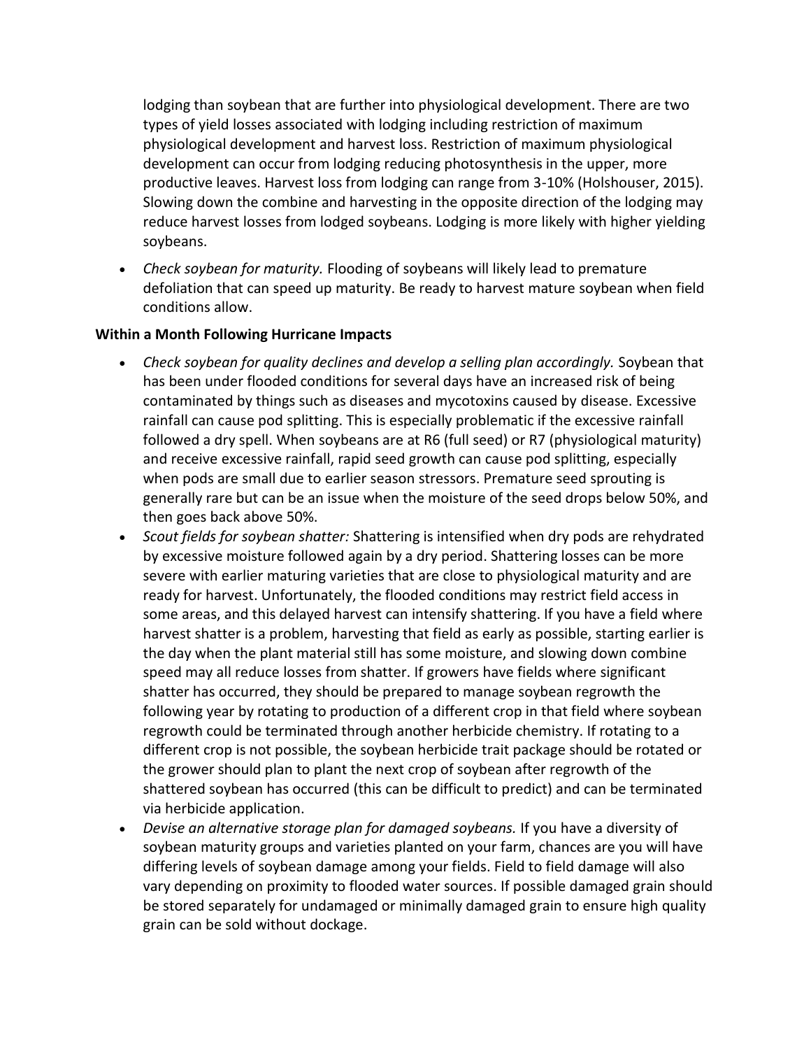lodging than soybean that are further into physiological development. There are two types of yield losses associated with lodging including restriction of maximum physiological development and harvest loss. Restriction of maximum physiological development can occur from lodging reducing photosynthesis in the upper, more productive leaves. Harvest loss from lodging can range from 3-10% (Holshouser, 2015). Slowing down the combine and harvesting in the opposite direction of the lodging may reduce harvest losses from lodged soybeans. Lodging is more likely with higher yielding soybeans.

- *Check soybean for maturity.* Flooding of soybeans will likely lead to premature defoliation that can speed up maturity. Be ready to harvest mature soybean when field conditions allow.

**Within a Month Following Hurricane Impacts**

- *Check soybean for quality declines and develop a selling plan accordingly.* Soybean that has been under flooded conditions for several days have an increased risk of being contaminated by things such as diseases and mycotoxins caused by disease. Excessive rainfall can cause pod splitting. This is especially problematic if the excessive rainfall followed a dry spell. When soybeans are at R6 (full seed) or R7 (physiological maturity) and receive excessive rainfall, rapid seed growth can cause pod splitting, especially when pods are small due to earlier season stressors. Premature seed sprouting is generally rare but can be an issue when the moisture of the seed drops below 50%, and then goes back above 50%.
- *Scout fields for soybean shatter:* Shattering is intensified when dry pods are rehydrated by excessive moisture followed again by a dry period. Shattering losses can be more severe with earlier maturing varieties that are close to physiological maturity and are ready for harvest. Unfortunately, the flooded conditions may restrict field access in some areas, and this delayed harvest can intensify shattering. If you have a field where harvest shatter is a problem, harvesting that field as early as possible, starting earlier is the day when the plant material still has some moisture, and slowing down combine speed may all reduce losses from shatter. If growers have fields where significant shatter has occurred, they should be prepared to manage soybean regrowth the following year by rotating to production of a different crop in that field where soybean regrowth could be terminated through another herbicide chemistry. If rotating to a different crop is not possible, the soybean herbicide trait package should be rotated or the grower should plan to plant the next crop of soybean after regrowth of the shattered soybean has occurred (this can be difficult to predict) and can be terminated via herbicide application.
- *Devise an alternative storage plan for damaged soybeans.* If you have a diversity of soybean maturity groups and varieties planted on your farm, chances are you will have differing levels of soybean damage among your fields. Field to field damage will also vary depending on proximity to flooded water sources. If possible damaged grain should be stored separately for undamaged or minimally damaged grain to ensure high quality grain can be sold without dockage.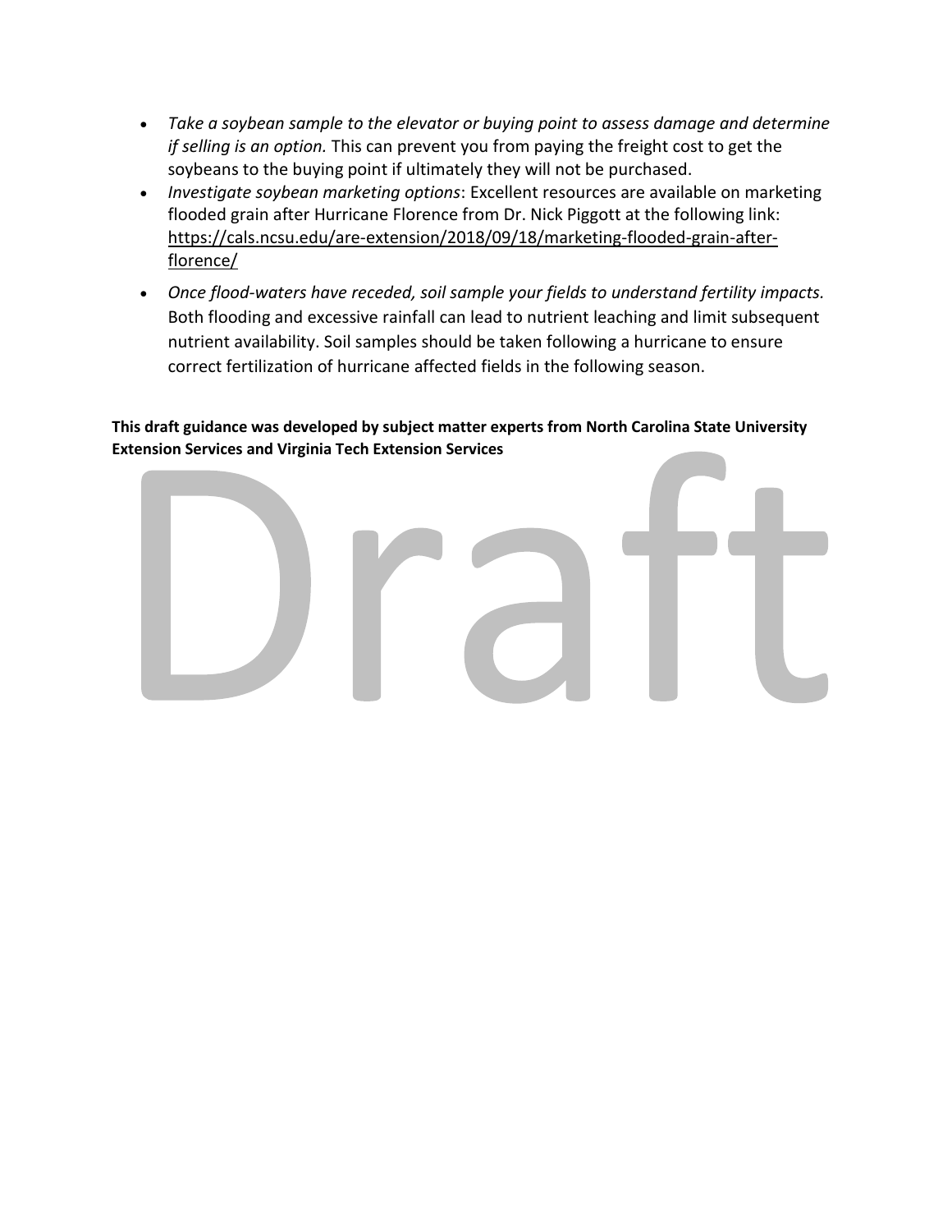- *Take a soybean sample to the elevator or buying point to assess damage and determine if selling is an option.* This can prevent you from paying the freight cost to get the soybeans to the buying point if ultimately they will not be purchased.
- *Investigate soybean marketing options*: Excellent resources are available on marketing flooded grain after Hurricane Florence from Dr. Nick Piggott at the following link: https://cals.ncsu.edu/are-extension/2018/09/18/marketing-flooded-grain-after-florence/
- *Once flood-waters have receded, soil sample your fields to understand fertility impacts.* Both flooding and excessive rainfall can lead to nutrient leaching and limit subsequent nutrient availability. Soil samples should be taken following a hurricane to ensure correct fertilization of hurricane affected fields in the following season.

**This draft guidance was developed by subject matter experts from North Carolina State University Extension Services and Virginia Tech Extension Services**